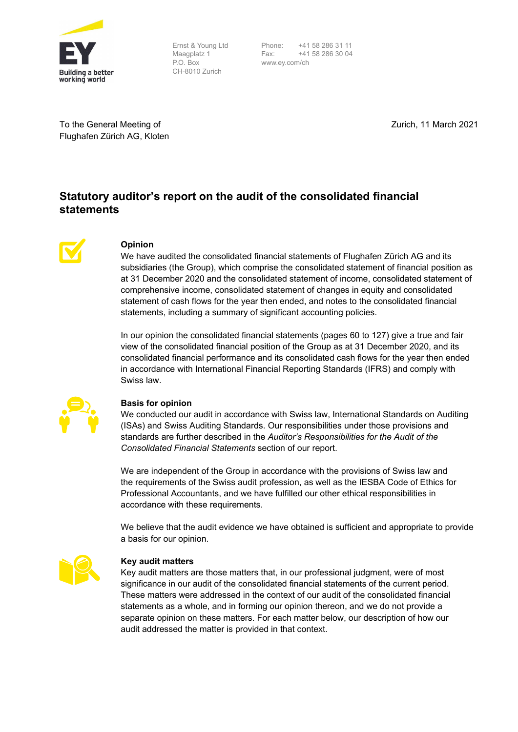Ernst & Young Ltd
Maagplatz 1
P.O. Box
CH-8010 Zurich

Phone: +41 58 286 31 11
Fax: +41 58 286 30 04
www.ey.com/ch

To the General Meeting of
Flughafen Zürich AG, Kloten

Zurich, 11 March 2021

# Statutory auditor's report on the audit of the consolidated financial statements

## Opinion

We have audited the consolidated financial statements of Flughafen Zürich AG and its subsidiaries (the Group), which comprise the consolidated statement of financial position as at 31 December 2020 and the consolidated statement of income, consolidated statement of comprehensive income, consolidated statement of changes in equity and consolidated statement of cash flows for the year then ended, and notes to the consolidated financial statements, including a summary of significant accounting policies.

In our opinion the consolidated financial statements (pages 60 to 127) give a true and fair view of the consolidated financial position of the Group as at 31 December 2020, and its consolidated financial performance and its consolidated cash flows for the year then ended in accordance with International Financial Reporting Standards (IFRS) and comply with Swiss law.

## Basis for opinion

We conducted our audit in accordance with Swiss law, International Standards on Auditing (ISAs) and Swiss Auditing Standards. Our responsibilities under those provisions and standards are further described in the *Auditor's Responsibilities for the Audit of the Consolidated Financial Statements* section of our report.

We are independent of the Group in accordance with the provisions of Swiss law and the requirements of the Swiss audit profession, as well as the IESBA Code of Ethics for Professional Accountants, and we have fulfilled our other ethical responsibilities in accordance with these requirements.

We believe that the audit evidence we have obtained is sufficient and appropriate to provide a basis for our opinion.

## Key audit matters

Key audit matters are those matters that, in our professional judgment, were of most significance in our audit of the consolidated financial statements of the current period. These matters were addressed in the context of our audit of the consolidated financial statements as a whole, and in forming our opinion thereon, and we do not provide a separate opinion on these matters. For each matter below, our description of how our audit addressed the matter is provided in that context.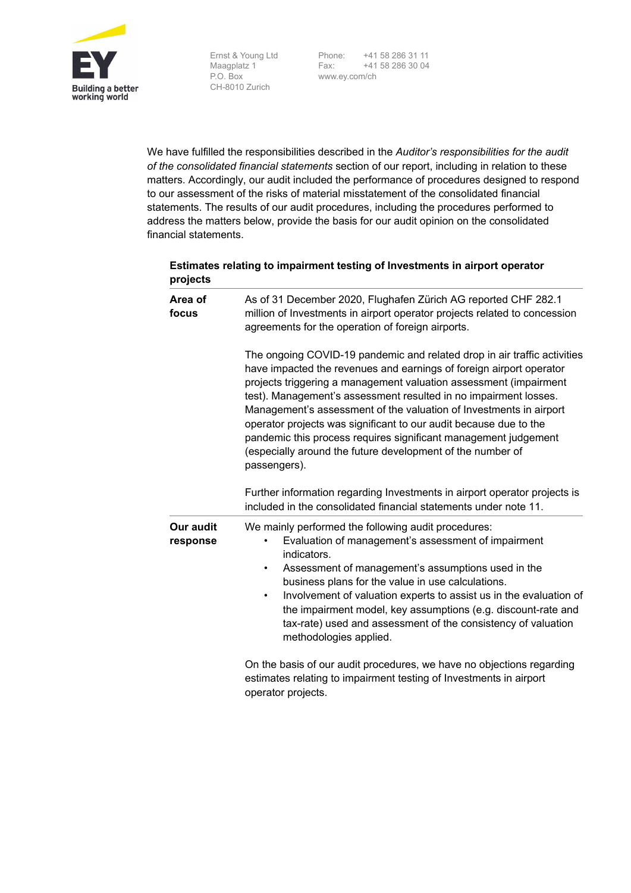We have fulfilled the responsibilities described in the *Auditor's responsibilities for the audit of the consolidated financial statements* section of our report, including in relation to these matters. Accordingly, our audit included the performance of procedures designed to respond to our assessment of the risks of material misstatement of the consolidated financial statements. The results of our audit procedures, including the procedures performed to address the matters below, provide the basis for our audit opinion on the consolidated financial statements.

**Estimates relating to impairment testing of Investments in airport operator projects**

**Area of focus**

As of 31 December 2020, Flughafen Zürich AG reported CHF 282.1 million of Investments in airport operator projects related to concession agreements for the operation of foreign airports.

The ongoing COVID-19 pandemic and related drop in air traffic activities have impacted the revenues and earnings of foreign airport operator projects triggering a management valuation assessment (impairment test). Management's assessment resulted in no impairment losses. Management's assessment of the valuation of Investments in airport operator projects was significant to our audit because due to the pandemic this process requires significant management judgement (especially around the future development of the number of passengers).

Further information regarding Investments in airport operator projects is included in the consolidated financial statements under note 11.

**Our audit response**

We mainly performed the following audit procedures:

- Evaluation of management's assessment of impairment indicators.
- Assessment of management's assumptions used in the business plans for the value in use calculations.
- Involvement of valuation experts to assist us in the evaluation of the impairment model, key assumptions (e.g. discount-rate and tax-rate) used and assessment of the consistency of valuation methodologies applied.

On the basis of our audit procedures, we have no objections regarding estimates relating to impairment testing of Investments in airport operator projects.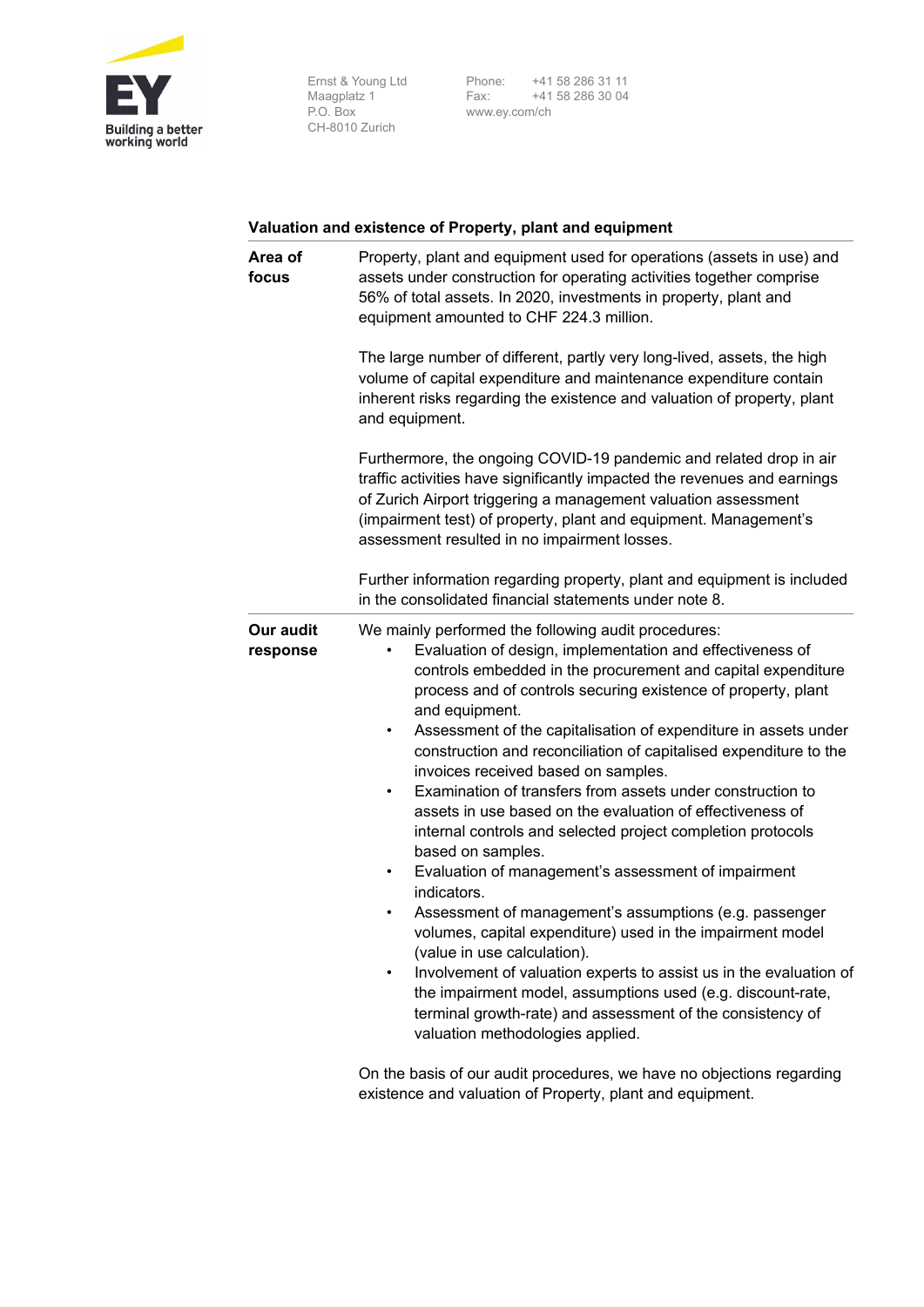### Valuation and existence of Property, plant and equipment

**Area of focus**

Property, plant and equipment used for operations (assets in use) and assets under construction for operating activities together comprise 56% of total assets. In 2020, investments in property, plant and equipment amounted to CHF 224.3 million.

The large number of different, partly very long-lived, assets, the high volume of capital expenditure and maintenance expenditure contain inherent risks regarding the existence and valuation of property, plant and equipment.

Furthermore, the ongoing COVID-19 pandemic and related drop in air traffic activities have significantly impacted the revenues and earnings of Zurich Airport triggering a management valuation assessment (impairment test) of property, plant and equipment. Management's assessment resulted in no impairment losses.

Further information regarding property, plant and equipment is included in the consolidated financial statements under note 8.

**Our audit response**

We mainly performed the following audit procedures:

- Evaluation of design, implementation and effectiveness of controls embedded in the procurement and capital expenditure process and of controls securing existence of property, plant and equipment.
- Assessment of the capitalisation of expenditure in assets under construction and reconciliation of capitalised expenditure to the invoices received based on samples.
- Examination of transfers from assets under construction to assets in use based on the evaluation of effectiveness of internal controls and selected project completion protocols based on samples.
- Evaluation of management's assessment of impairment indicators.
- Assessment of management's assumptions (e.g. passenger volumes, capital expenditure) used in the impairment model (value in use calculation).
- Involvement of valuation experts to assist us in the evaluation of the impairment model, assumptions used (e.g. discount-rate, terminal growth-rate) and assessment of the consistency of valuation methodologies applied.

On the basis of our audit procedures, we have no objections regarding existence and valuation of Property, plant and equipment.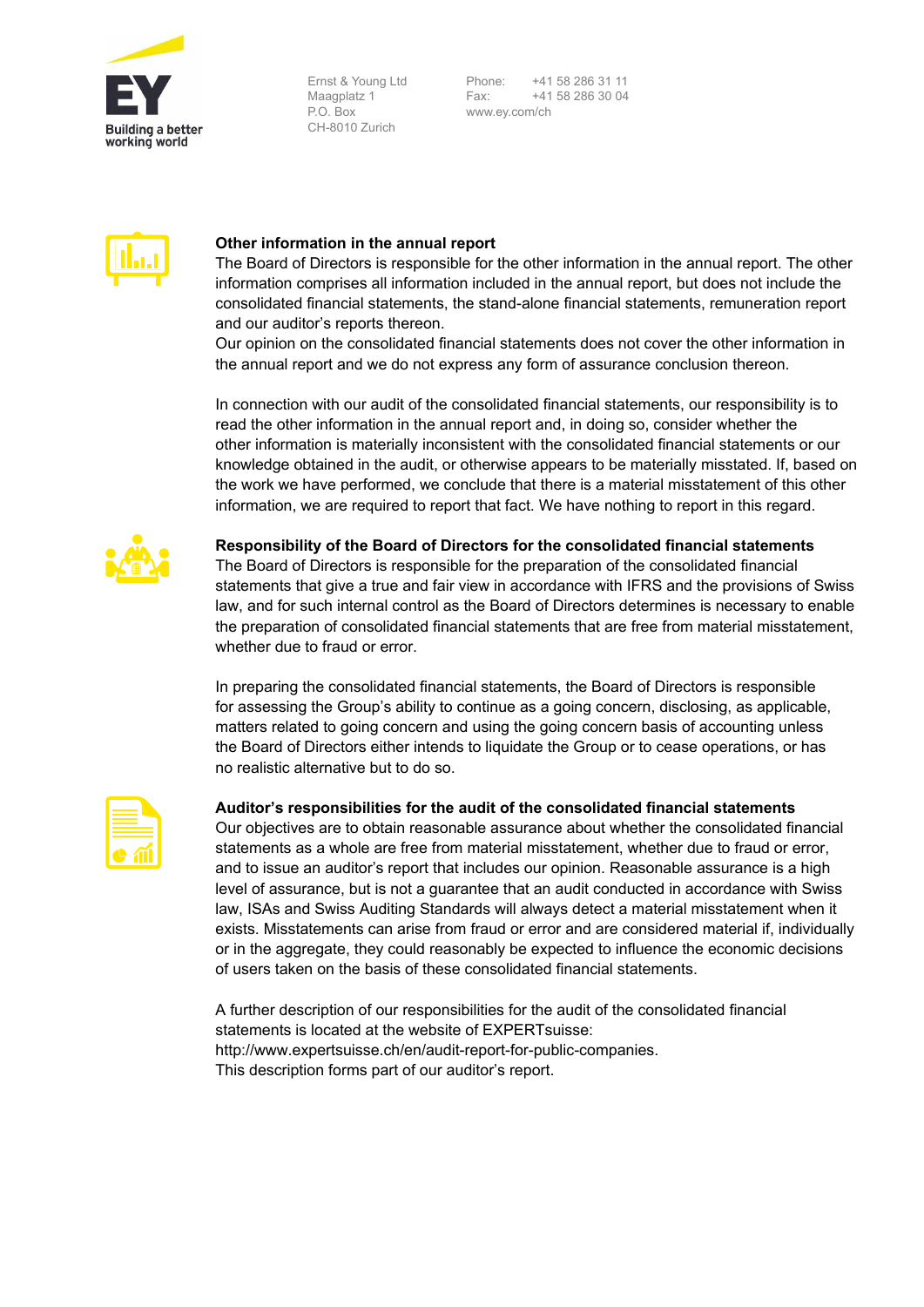Ernst & Young Ltd
Maagplatz 1
P.O. Box
CH-8010 Zurich

Phone: +41 58 286 31 11
Fax: +41 58 286 30 04
www.ey.com/ch

**Other information in the annual report**

The Board of Directors is responsible for the other information in the annual report. The other information comprises all information included in the annual report, but does not include the consolidated financial statements, the stand-alone financial statements, remuneration report and our auditor's reports thereon.

Our opinion on the consolidated financial statements does not cover the other information in the annual report and we do not express any form of assurance conclusion thereon.

In connection with our audit of the consolidated financial statements, our responsibility is to read the other information in the annual report and, in doing so, consider whether the other information is materially inconsistent with the consolidated financial statements or our knowledge obtained in the audit, or otherwise appears to be materially misstated. If, based on the work we have performed, we conclude that there is a material misstatement of this other information, we are required to report that fact. We have nothing to report in this regard.

**Responsibility of the Board of Directors for the consolidated financial statements**

The Board of Directors is responsible for the preparation of the consolidated financial statements that give a true and fair view in accordance with IFRS and the provisions of Swiss law, and for such internal control as the Board of Directors determines is necessary to enable the preparation of consolidated financial statements that are free from material misstatement, whether due to fraud or error.

In preparing the consolidated financial statements, the Board of Directors is responsible for assessing the Group's ability to continue as a going concern, disclosing, as applicable, matters related to going concern and using the going concern basis of accounting unless the Board of Directors either intends to liquidate the Group or to cease operations, or has no realistic alternative but to do so.

**Auditor's responsibilities for the audit of the consolidated financial statements**

Our objectives are to obtain reasonable assurance about whether the consolidated financial statements as a whole are free from material misstatement, whether due to fraud or error, and to issue an auditor's report that includes our opinion. Reasonable assurance is a high level of assurance, but is not a guarantee that an audit conducted in accordance with Swiss law, ISAs and Swiss Auditing Standards will always detect a material misstatement when it exists. Misstatements can arise from fraud or error and are considered material if, individually or in the aggregate, they could reasonably be expected to influence the economic decisions of users taken on the basis of these consolidated financial statements.

A further description of our responsibilities for the audit of the consolidated financial statements is located at the website of EXPERTsuisse: http://www.expertsuisse.ch/en/audit-report-for-public-companies. This description forms part of our auditor's report.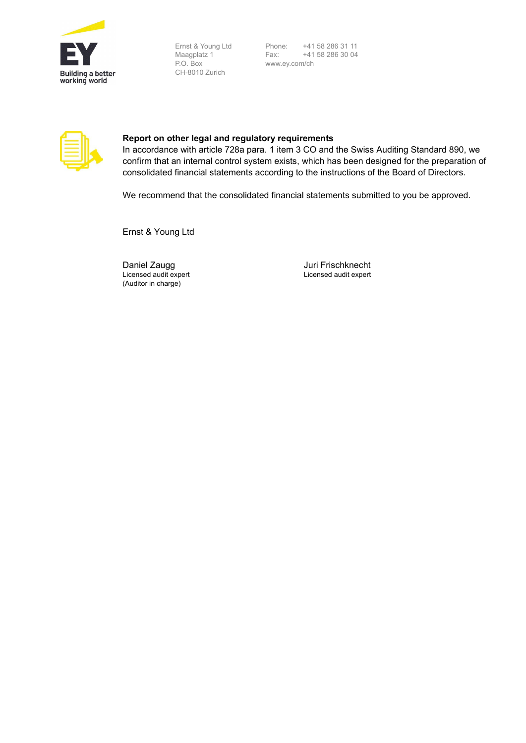Ernst & Young Ltd
Maagplatz 1
P.O. Box
CH-8010 Zurich

Phone: +41 58 286 31 11
Fax: +41 58 286 30 04
www.ey.com/ch

**Report on other legal and regulatory requirements**

In accordance with article 728a para. 1 item 3 CO and the Swiss Auditing Standard 890, we confirm that an internal control system exists, which has been designed for the preparation of consolidated financial statements according to the instructions of the Board of Directors.

We recommend that the consolidated financial statements submitted to you be approved.

Ernst & Young Ltd

Daniel Zaugg
Licensed audit expert
(Auditor in charge)

Juri Frischknecht
Licensed audit expert